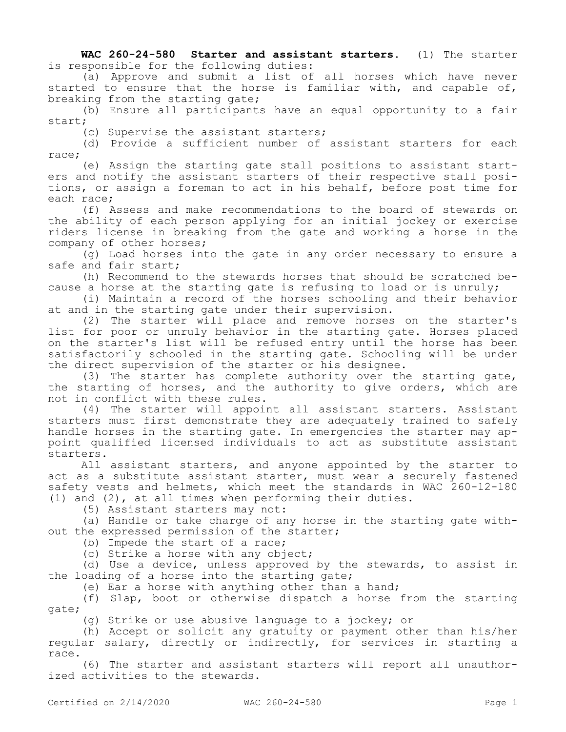**WAC 260-24-580 Starter and assistant starters.** (1) The starter is responsible for the following duties:

(a) Approve and submit a list of all horses which have never started to ensure that the horse is familiar with, and capable of, breaking from the starting gate;

(b) Ensure all participants have an equal opportunity to a fair start;

(c) Supervise the assistant starters;

(d) Provide a sufficient number of assistant starters for each race;

(e) Assign the starting gate stall positions to assistant starters and notify the assistant starters of their respective stall positions, or assign a foreman to act in his behalf, before post time for each race;

(f) Assess and make recommendations to the board of stewards on the ability of each person applying for an initial jockey or exercise riders license in breaking from the gate and working a horse in the company of other horses;

(g) Load horses into the gate in any order necessary to ensure a safe and fair start;

(h) Recommend to the stewards horses that should be scratched because a horse at the starting gate is refusing to load or is unruly;

(i) Maintain a record of the horses schooling and their behavior at and in the starting gate under their supervision.

(2) The starter will place and remove horses on the starter's list for poor or unruly behavior in the starting gate. Horses placed on the starter's list will be refused entry until the horse has been satisfactorily schooled in the starting gate. Schooling will be under the direct supervision of the starter or his designee.

(3) The starter has complete authority over the starting gate, the starting of horses, and the authority to give orders, which are not in conflict with these rules.

(4) The starter will appoint all assistant starters. Assistant starters must first demonstrate they are adequately trained to safely handle horses in the starting gate. In emergencies the starter may appoint qualified licensed individuals to act as substitute assistant starters.

All assistant starters, and anyone appointed by the starter to act as a substitute assistant starter, must wear a securely fastened safety vests and helmets, which meet the standards in WAC 260-12-180 (1) and (2), at all times when performing their duties.

(5) Assistant starters may not:

(a) Handle or take charge of any horse in the starting gate without the expressed permission of the starter;

(b) Impede the start of a race;

(c) Strike a horse with any object;

(d) Use a device, unless approved by the stewards, to assist in the loading of a horse into the starting gate;

(e) Ear a horse with anything other than a hand;

(f) Slap, boot or otherwise dispatch a horse from the starting gate;

(g) Strike or use abusive language to a jockey; or

(h) Accept or solicit any gratuity or payment other than his/her regular salary, directly or indirectly, for services in starting a race.

(6) The starter and assistant starters will report all unauthorized activities to the stewards.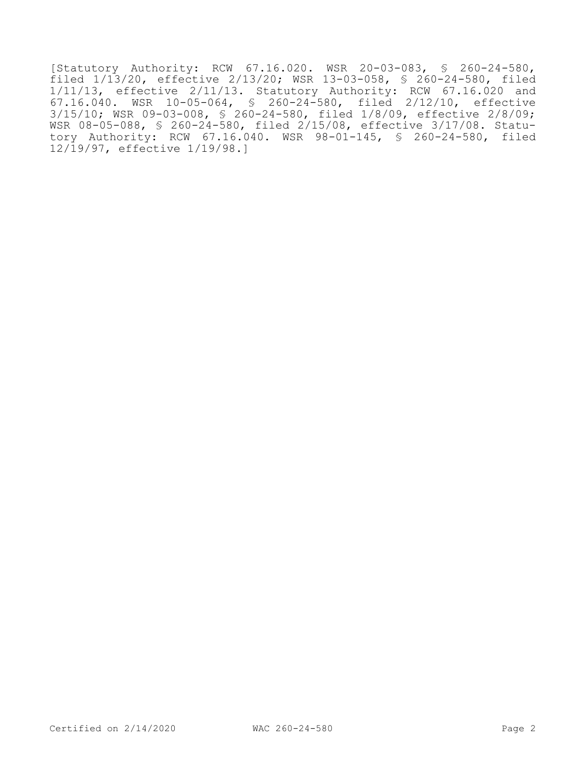[Statutory Authority: RCW 67.16.020. WSR 20-03-083, § 260-24-580, filed 1/13/20, effective 2/13/20; WSR 13-03-058, § 260-24-580, filed 1/11/13, effective 2/11/13. Statutory Authority: RCW 67.16.020 and 67.16.040. WSR 10-05-064, § 260-24-580, filed 2/12/10, effective 3/15/10; WSR 09-03-008, § 260-24-580, filed 1/8/09, effective 2/8/09; WSR 08-05-088, § 260-24-580, filed 2/15/08, effective 3/17/08. Statutory Authority: RCW 67.16.040. WSR 98-01-145, § 260-24-580, filed 12/19/97, effective 1/19/98.]